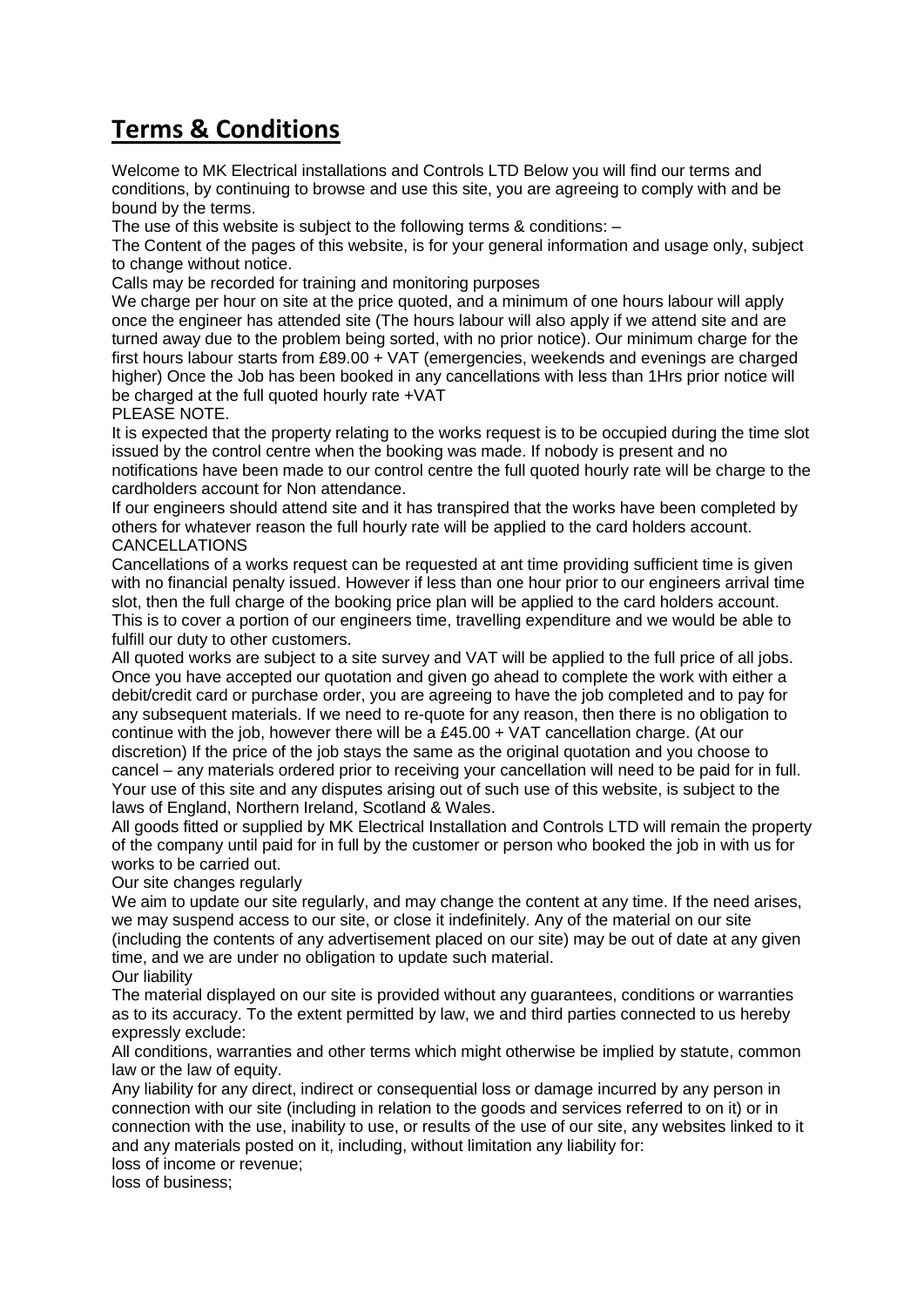# Terms & Conditions

Welcome to MK Electrical installations and Controls LTD Below you will find our terms and conditions, by continuing to browse and use this site, you are agreeing to comply with and be bound by the terms.

The use of this website is subject to the following terms & conditions: –

The Content of the pages of this website, is for your general information and usage only, subject to change without notice.

Calls may be recorded for training and monitoring purposes

We charge per hour on site at the price quoted, and a minimum of one hours labour will apply once the engineer has attended site (The hours labour will also apply if we attend site and are turned away due to the problem being sorted, with no prior notice). Our minimum charge for the first hours labour starts from £89.00 + VAT (emergencies, weekends and evenings are charged higher) Once the Job has been booked in any cancellations with less than 1Hrs prior notice will be charged at the full quoted hourly rate +VAT

PLEASE NOTE.

It is expected that the property relating to the works request is to be occupied during the time slot issued by the control centre when the booking was made. If nobody is present and no notifications have been made to our control centre the full quoted hourly rate will be charge to the cardholders account for Non attendance.

If our engineers should attend site and it has transpired that the works have been completed by others for whatever reason the full hourly rate will be applied to the card holders account.

CANCELLATIONS

Cancellations of a works request can be requested at ant time providing sufficient time is given with no financial penalty issued. However if less than one hour prior to our engineers arrival time slot, then the full charge of the booking price plan will be applied to the card holders account. This is to cover a portion of our engineers time, travelling expenditure and we would be able to fulfill our duty to other customers.

All quoted works are subject to a site survey and VAT will be applied to the full price of all jobs. Once you have accepted our quotation and given go ahead to complete the work with either a debit/credit card or purchase order, you are agreeing to have the job completed and to pay for any subsequent materials. If we need to re-quote for any reason, then there is no obligation to continue with the job, however there will be a £45.00 + VAT cancellation charge. (At our discretion) If the price of the job stays the same as the original quotation and you choose to cancel – any materials ordered prior to receiving your cancellation will need to be paid for in full.

Your use of this site and any disputes arising out of such use of this website, is subject to the laws of England, Northern Ireland, Scotland & Wales.

All goods fitted or supplied by MK Electrical Installation and Controls LTD will remain the property of the company until paid for in full by the customer or person who booked the job in with us for works to be carried out.

Our site changes regularly

We aim to update our site regularly, and may change the content at any time. If the need arises, we may suspend access to our site, or close it indefinitely. Any of the material on our site (including the contents of any advertisement placed on our site) may be out of date at any given time, and we are under no obligation to update such material.

Our liability

The material displayed on our site is provided without any guarantees, conditions or warranties as to its accuracy. To the extent permitted by law, we and third parties connected to us hereby expressly exclude:

All conditions, warranties and other terms which might otherwise be implied by statute, common law or the law of equity.

Any liability for any direct, indirect or consequential loss or damage incurred by any person in connection with our site (including in relation to the goods and services referred to on it) or in connection with the use, inability to use, or results of the use of our site, any websites linked to it and any materials posted on it, including, without limitation any liability for:

loss of income or revenue;

loss of business;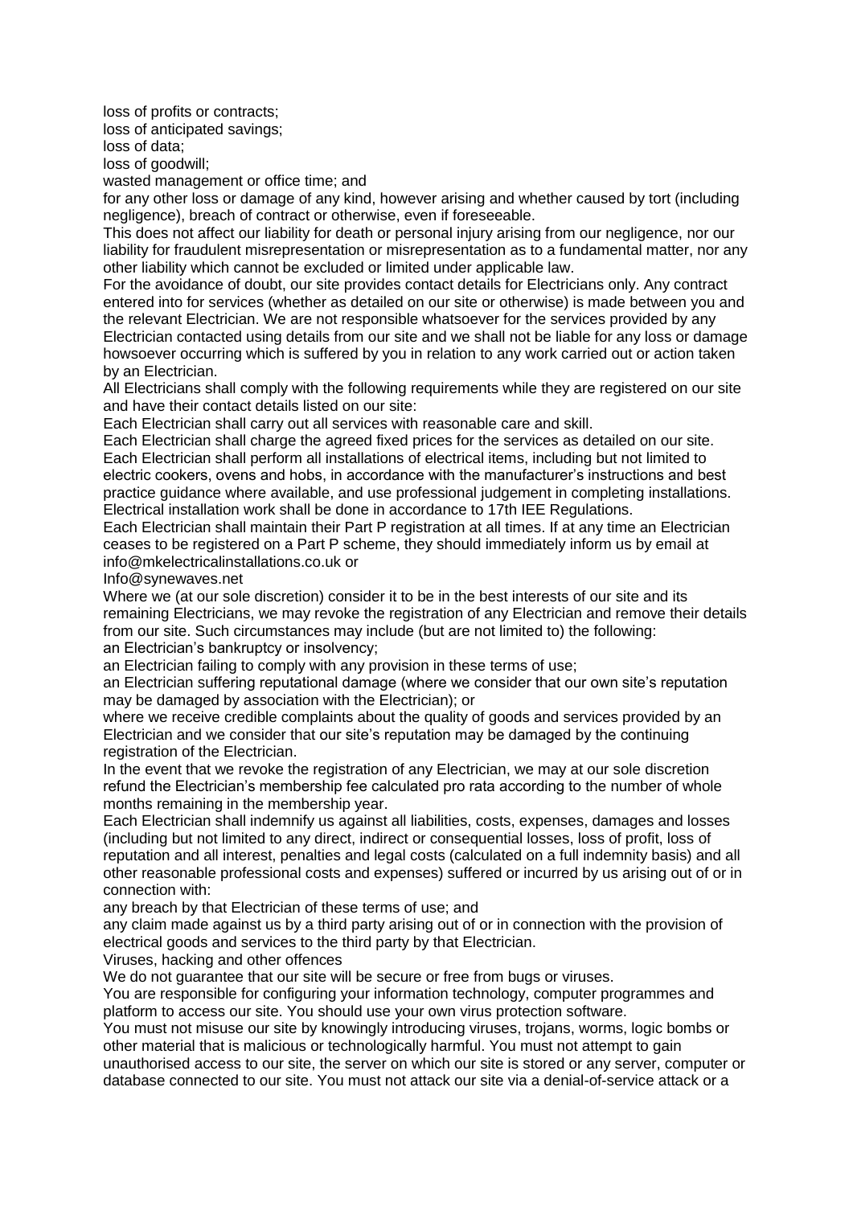loss of profits or contracts;

loss of anticipated savings;

loss of data;

loss of goodwill;

wasted management or office time; and

for any other loss or damage of any kind, however arising and whether caused by tort (including negligence), breach of contract or otherwise, even if foreseeable.

This does not affect our liability for death or personal injury arising from our negligence, nor our liability for fraudulent misrepresentation or misrepresentation as to a fundamental matter, nor any other liability which cannot be excluded or limited under applicable law.

For the avoidance of doubt, our site provides contact details for Electricians only. Any contract entered into for services (whether as detailed on our site or otherwise) is made between you and the relevant Electrician. We are not responsible whatsoever for the services provided by any Electrician contacted using details from our site and we shall not be liable for any loss or damage howsoever occurring which is suffered by you in relation to any work carried out or action taken by an Electrician.

All Electricians shall comply with the following requirements while they are registered on our site and have their contact details listed on our site:

Each Electrician shall carry out all services with reasonable care and skill.

Each Electrician shall charge the agreed fixed prices for the services as detailed on our site.

Each Electrician shall perform all installations of electrical items, including but not limited to electric cookers, ovens and hobs, in accordance with the manufacturer's instructions and best practice guidance where available, and use professional judgement in completing installations. Electrical installation work shall be done in accordance to 17th IEE Regulations.

Each Electrician shall maintain their Part P registration at all times. If at any time an Electrician ceases to be registered on a Part P scheme, they should immediately inform us by email at info@mkelectricalinstallations.co.uk or

Info@synewaves.net

Where we (at our sole discretion) consider it to be in the best interests of our site and its remaining Electricians, we may revoke the registration of any Electrician and remove their details from our site. Such circumstances may include (but are not limited to) the following:

an Electrician's bankruptcy or insolvency;

an Electrician failing to comply with any provision in these terms of use;

an Electrician suffering reputational damage (where we consider that our own site's reputation may be damaged by association with the Electrician); or

where we receive credible complaints about the quality of goods and services provided by an Electrician and we consider that our site's reputation may be damaged by the continuing registration of the Electrician.

In the event that we revoke the registration of any Electrician, we may at our sole discretion refund the Electrician's membership fee calculated pro rata according to the number of whole months remaining in the membership year.

Each Electrician shall indemnify us against all liabilities, costs, expenses, damages and losses (including but not limited to any direct, indirect or consequential losses, loss of profit, loss of reputation and all interest, penalties and legal costs (calculated on a full indemnity basis) and all other reasonable professional costs and expenses) suffered or incurred by us arising out of or in connection with:

any breach by that Electrician of these terms of use; and

any claim made against us by a third party arising out of or in connection with the provision of electrical goods and services to the third party by that Electrician.

Viruses, hacking and other offences

We do not guarantee that our site will be secure or free from bugs or viruses.

You are responsible for configuring your information technology, computer programmes and platform to access our site. You should use your own virus protection software.

You must not misuse our site by knowingly introducing viruses, trojans, worms, logic bombs or other material that is malicious or technologically harmful. You must not attempt to gain unauthorised access to our site, the server on which our site is stored or any server, computer or database connected to our site. You must not attack our site via a denial-of-service attack or a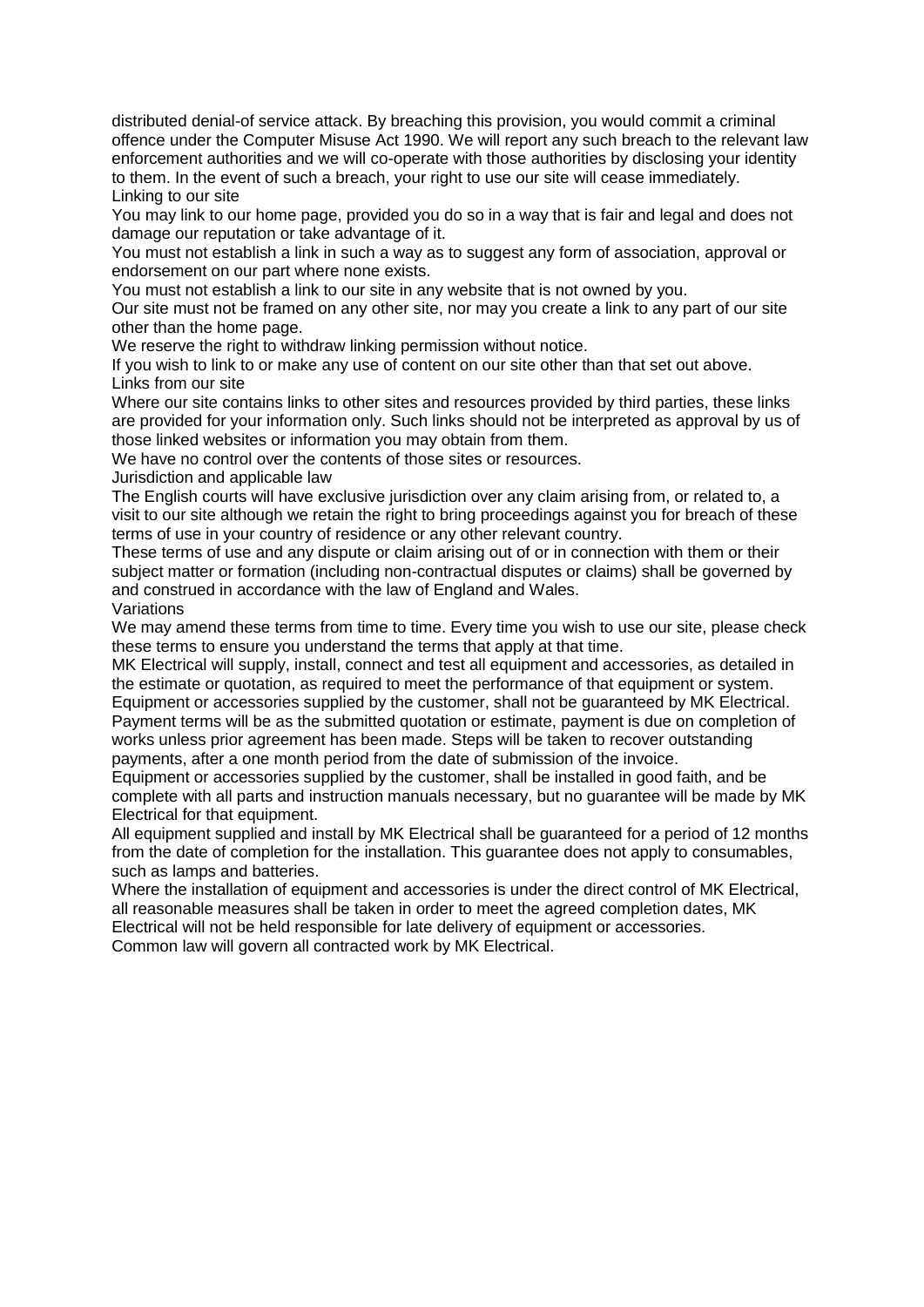distributed denial-of service attack. By breaching this provision, you would commit a criminal offence under the Computer Misuse Act 1990. We will report any such breach to the relevant law enforcement authorities and we will co-operate with those authorities by disclosing your identity to them. In the event of such a breach, your right to use our site will cease immediately.

## Linking to our site

You may link to our home page, provided you do so in a way that is fair and legal and does not damage our reputation or take advantage of it.

You must not establish a link in such a way as to suggest any form of association, approval or endorsement on our part where none exists.

You must not establish a link to our site in any website that is not owned by you.

Our site must not be framed on any other site, nor may you create a link to any part of our site other than the home page.

We reserve the right to withdraw linking permission without notice.

If you wish to link to or make any use of content on our site other than that set out above.

## Links from our site

Where our site contains links to other sites and resources provided by third parties, these links are provided for your information only. Such links should not be interpreted as approval by us of those linked websites or information you may obtain from them.

We have no control over the contents of those sites or resources.

## Jurisdiction and applicable law

The English courts will have exclusive jurisdiction over any claim arising from, or related to, a visit to our site although we retain the right to bring proceedings against you for breach of these terms of use in your country of residence or any other relevant country.

These terms of use and any dispute or claim arising out of or in connection with them or their subject matter or formation (including non-contractual disputes or claims) shall be governed by and construed in accordance with the law of England and Wales.

## Variations

We may amend these terms from time to time. Every time you wish to use our site, please check these terms to ensure you understand the terms that apply at that time.

MK Electrical will supply, install, connect and test all equipment and accessories, as detailed in the estimate or quotation, as required to meet the performance of that equipment or system.

Equipment or accessories supplied by the customer, shall not be guaranteed by MK Electrical.

Payment terms will be as the submitted quotation or estimate, payment is due on completion of works unless prior agreement has been made. Steps will be taken to recover outstanding payments, after a one month period from the date of submission of the invoice.

Equipment or accessories supplied by the customer, shall be installed in good faith, and be complete with all parts and instruction manuals necessary, but no guarantee will be made by MK Electrical for that equipment.

All equipment supplied and install by MK Electrical shall be guaranteed for a period of 12 months from the date of completion for the installation. This guarantee does not apply to consumables, such as lamps and batteries.

Where the installation of equipment and accessories is under the direct control of MK Electrical, all reasonable measures shall be taken in order to meet the agreed completion dates, MK Electrical will not be held responsible for late delivery of equipment or accessories.

Common law will govern all contracted work by MK Electrical.